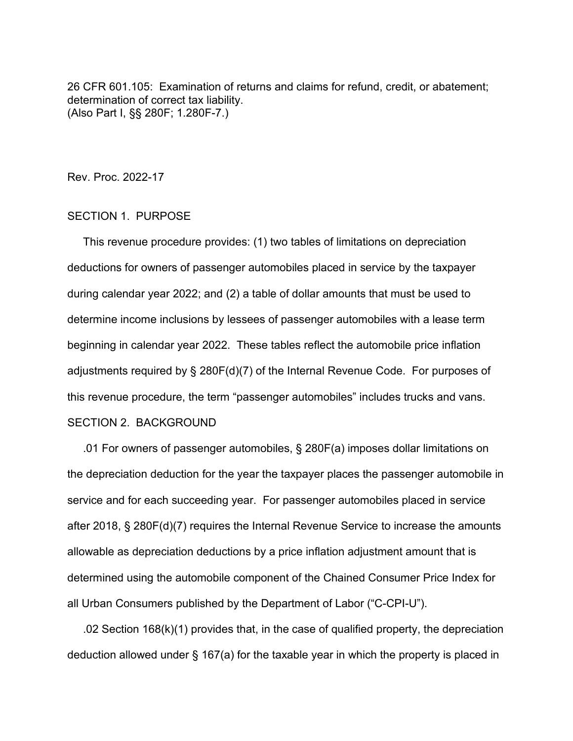26 CFR 601.105: Examination of returns and claims for refund, credit, or abatement; determination of correct tax liability.
(Also Part I, §§ 280F; 1.280F-7.)

Rev. Proc. 2022-17

## SECTION 1. PURPOSE

This revenue procedure provides: (1) two tables of limitations on depreciation deductions for owners of passenger automobiles placed in service by the taxpayer during calendar year 2022; and (2) a table of dollar amounts that must be used to determine income inclusions by lessees of passenger automobiles with a lease term beginning in calendar year 2022. These tables reflect the automobile price inflation adjustments required by § 280F(d)(7) of the Internal Revenue Code. For purposes of this revenue procedure, the term "passenger automobiles" includes trucks and vans.

## SECTION 2. BACKGROUND

.01 For owners of passenger automobiles, § 280F(a) imposes dollar limitations on the depreciation deduction for the year the taxpayer places the passenger automobile in service and for each succeeding year. For passenger automobiles placed in service after 2018, § 280F(d)(7) requires the Internal Revenue Service to increase the amounts allowable as depreciation deductions by a price inflation adjustment amount that is determined using the automobile component of the Chained Consumer Price Index for all Urban Consumers published by the Department of Labor ("C-CPI-U").

.02 Section 168(k)(1) provides that, in the case of qualified property, the depreciation deduction allowed under § 167(a) for the taxable year in which the property is placed in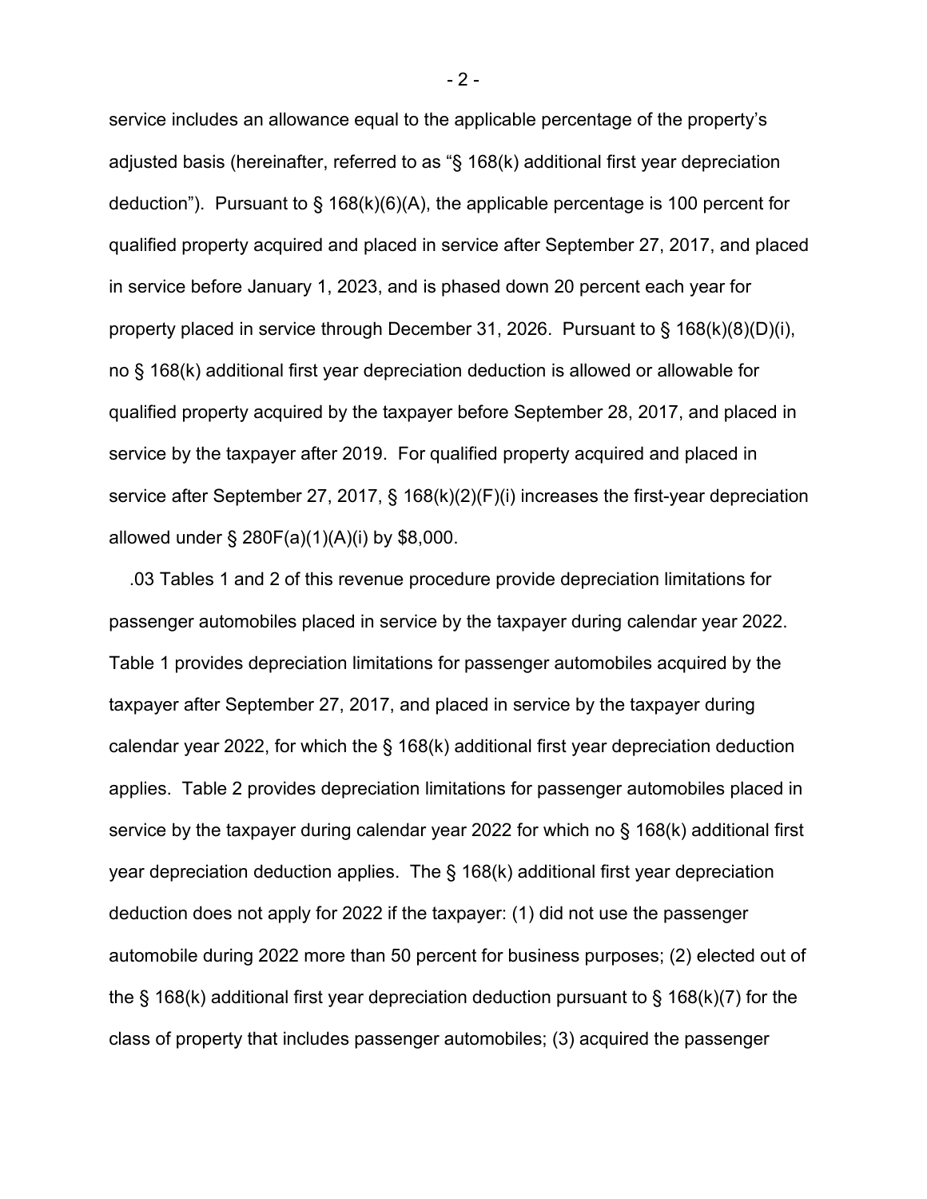service includes an allowance equal to the applicable percentage of the property's adjusted basis (hereinafter, referred to as "§ 168(k) additional first year depreciation deduction"). Pursuant to § 168(k)(6)(A), the applicable percentage is 100 percent for qualified property acquired and placed in service after September 27, 2017, and placed in service before January 1, 2023, and is phased down 20 percent each year for property placed in service through December 31, 2026. Pursuant to § 168(k)(8)(D)(i), no § 168(k) additional first year depreciation deduction is allowed or allowable for qualified property acquired by the taxpayer before September 28, 2017, and placed in service by the taxpayer after 2019. For qualified property acquired and placed in service after September 27, 2017, § 168(k)(2)(F)(i) increases the first-year depreciation allowed under § 280F(a)(1)(A)(i) by $8,000.

.03 Tables 1 and 2 of this revenue procedure provide depreciation limitations for passenger automobiles placed in service by the taxpayer during calendar year 2022. Table 1 provides depreciation limitations for passenger automobiles acquired by the taxpayer after September 27, 2017, and placed in service by the taxpayer during calendar year 2022, for which the § 168(k) additional first year depreciation deduction applies. Table 2 provides depreciation limitations for passenger automobiles placed in service by the taxpayer during calendar year 2022 for which no § 168(k) additional first year depreciation deduction applies. The § 168(k) additional first year depreciation deduction does not apply for 2022 if the taxpayer: (1) did not use the passenger automobile during 2022 more than 50 percent for business purposes; (2) elected out of the § 168(k) additional first year depreciation deduction pursuant to § 168(k)(7) for the class of property that includes passenger automobiles; (3) acquired the passenger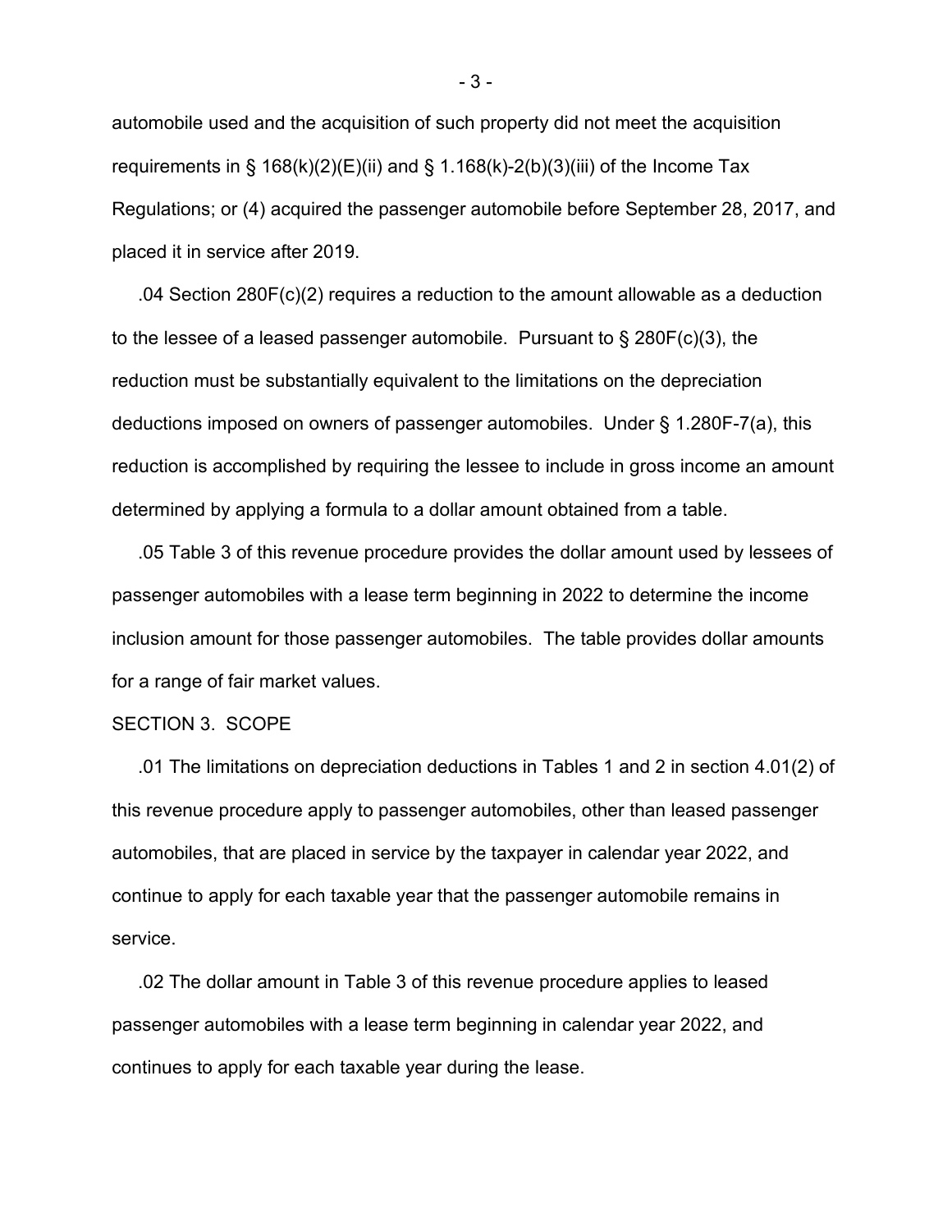automobile used and the acquisition of such property did not meet the acquisition requirements in § 168(k)(2)(E)(ii) and § 1.168(k)-2(b)(3)(iii) of the Income Tax Regulations; or (4) acquired the passenger automobile before September 28, 2017, and placed it in service after 2019.

.04 Section 280F(c)(2) requires a reduction to the amount allowable as a deduction to the lessee of a leased passenger automobile. Pursuant to § 280F(c)(3), the reduction must be substantially equivalent to the limitations on the depreciation deductions imposed on owners of passenger automobiles. Under § 1.280F-7(a), this reduction is accomplished by requiring the lessee to include in gross income an amount determined by applying a formula to a dollar amount obtained from a table.

.05 Table 3 of this revenue procedure provides the dollar amount used by lessees of passenger automobiles with a lease term beginning in 2022 to determine the income inclusion amount for those passenger automobiles. The table provides dollar amounts for a range of fair market values.

SECTION 3. SCOPE

.01 The limitations on depreciation deductions in Tables 1 and 2 in section 4.01(2) of this revenue procedure apply to passenger automobiles, other than leased passenger automobiles, that are placed in service by the taxpayer in calendar year 2022, and continue to apply for each taxable year that the passenger automobile remains in service.

.02 The dollar amount in Table 3 of this revenue procedure applies to leased passenger automobiles with a lease term beginning in calendar year 2022, and continues to apply for each taxable year during the lease.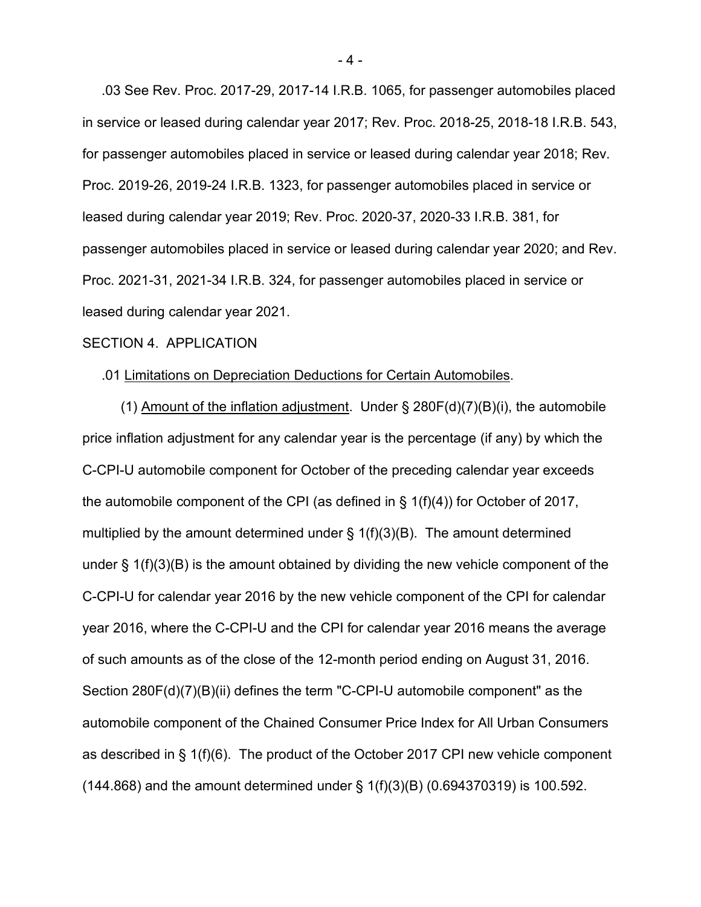.03 See Rev. Proc. 2017-29, 2017-14 I.R.B. 1065, for passenger automobiles placed in service or leased during calendar year 2017; Rev. Proc. 2018-25, 2018-18 I.R.B. 543, for passenger automobiles placed in service or leased during calendar year 2018; Rev. Proc. 2019-26, 2019-24 I.R.B. 1323, for passenger automobiles placed in service or leased during calendar year 2019; Rev. Proc. 2020-37, 2020-33 I.R.B. 381, for passenger automobiles placed in service or leased during calendar year 2020; and Rev. Proc. 2021-31, 2021-34 I.R.B. 324, for passenger automobiles placed in service or leased during calendar year 2021.

SECTION 4. APPLICATION

.01 Limitations on Depreciation Deductions for Certain Automobiles.

(1) Amount of the inflation adjustment. Under § 280F(d)(7)(B)(i), the automobile price inflation adjustment for any calendar year is the percentage (if any) by which the C-CPI-U automobile component for October of the preceding calendar year exceeds the automobile component of the CPI (as defined in § 1(f)(4)) for October of 2017, multiplied by the amount determined under § 1(f)(3)(B). The amount determined under § 1(f)(3)(B) is the amount obtained by dividing the new vehicle component of the C-CPI-U for calendar year 2016 by the new vehicle component of the CPI for calendar year 2016, where the C-CPI-U and the CPI for calendar year 2016 means the average of such amounts as of the close of the 12-month period ending on August 31, 2016. Section 280F(d)(7)(B)(ii) defines the term "C-CPI-U automobile component" as the automobile component of the Chained Consumer Price Index for All Urban Consumers as described in § 1(f)(6). The product of the October 2017 CPI new vehicle component (144.868) and the amount determined under § 1(f)(3)(B) (0.694370319) is 100.592.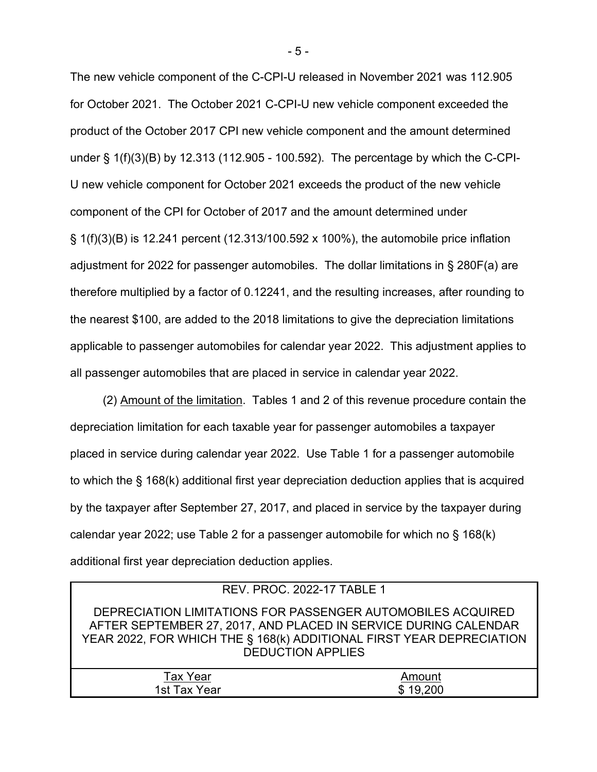The new vehicle component of the C-CPI-U released in November 2021 was 112.905 for October 2021. The October 2021 C-CPI-U new vehicle component exceeded the product of the October 2017 CPI new vehicle component and the amount determined under § 1(f)(3)(B) by 12.313 (112.905 - 100.592). The percentage by which the C-CPI-U new vehicle component for October 2021 exceeds the product of the new vehicle component of the CPI for October of 2017 and the amount determined under § 1(f)(3)(B) is 12.241 percent (12.313/100.592 x 100%), the automobile price inflation adjustment for 2022 for passenger automobiles. The dollar limitations in § 280F(a) are therefore multiplied by a factor of 0.12241, and the resulting increases, after rounding to the nearest $100, are added to the 2018 limitations to give the depreciation limitations applicable to passenger automobiles for calendar year 2022. This adjustment applies to all passenger automobiles that are placed in service in calendar year 2022.

(2) Amount of the limitation. Tables 1 and 2 of this revenue procedure contain the depreciation limitation for each taxable year for passenger automobiles a taxpayer placed in service during calendar year 2022. Use Table 1 for a passenger automobile to which the § 168(k) additional first year depreciation deduction applies that is acquired by the taxpayer after September 27, 2017, and placed in service by the taxpayer during calendar year 2022; use Table 2 for a passenger automobile for which no § 168(k) additional first year depreciation deduction applies.

REV. PROC. 2022-17 TABLE 1

DEPRECIATION LIMITATIONS FOR PASSENGER AUTOMOBILES ACQUIRED AFTER SEPTEMBER 27, 2017, AND PLACED IN SERVICE DURING CALENDAR YEAR 2022, FOR WHICH THE § 168(k) ADDITIONAL FIRST YEAR DEPRECIATION DEDUCTION APPLIES

| Tax Year | Amount |
|---|---|
| 1st Tax Year | $ 19,200 |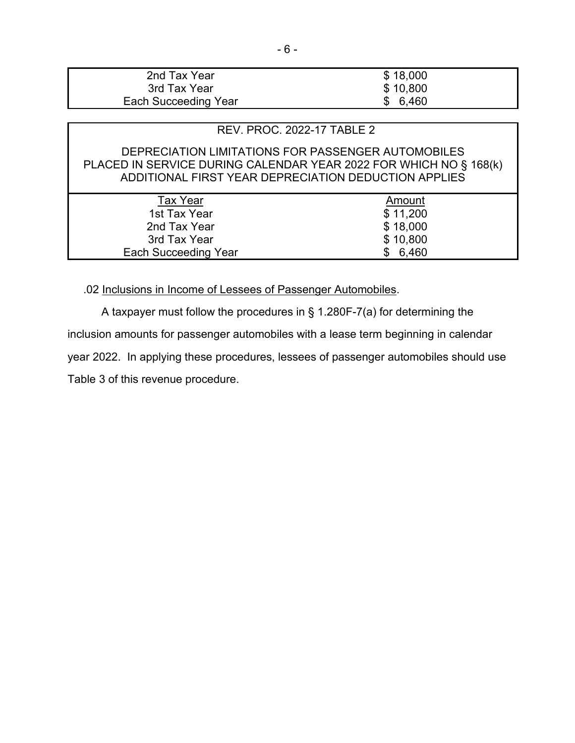| | |
|---|---|
| 2nd Tax Year | $ 18,000 |
| 3rd Tax Year | $ 10,800 |
| Each Succeeding Year | $ 6,460 |

REV. PROC. 2022-17 TABLE 2

DEPRECIATION LIMITATIONS FOR PASSENGER AUTOMOBILES PLACED IN SERVICE DURING CALENDAR YEAR 2022 FOR WHICH NO § 168(k) ADDITIONAL FIRST YEAR DEPRECIATION DEDUCTION APPLIES

| Tax Year | Amount |
|---|---|
| 1st Tax Year | $ 11,200 |
| 2nd Tax Year | $ 18,000 |
| 3rd Tax Year | $ 10,800 |
| Each Succeeding Year | $ 6,460 |

.02 Inclusions in Income of Lessees of Passenger Automobiles.

A taxpayer must follow the procedures in § 1.280F-7(a) for determining the inclusion amounts for passenger automobiles with a lease term beginning in calendar year 2022. In applying these procedures, lessees of passenger automobiles should use Table 3 of this revenue procedure.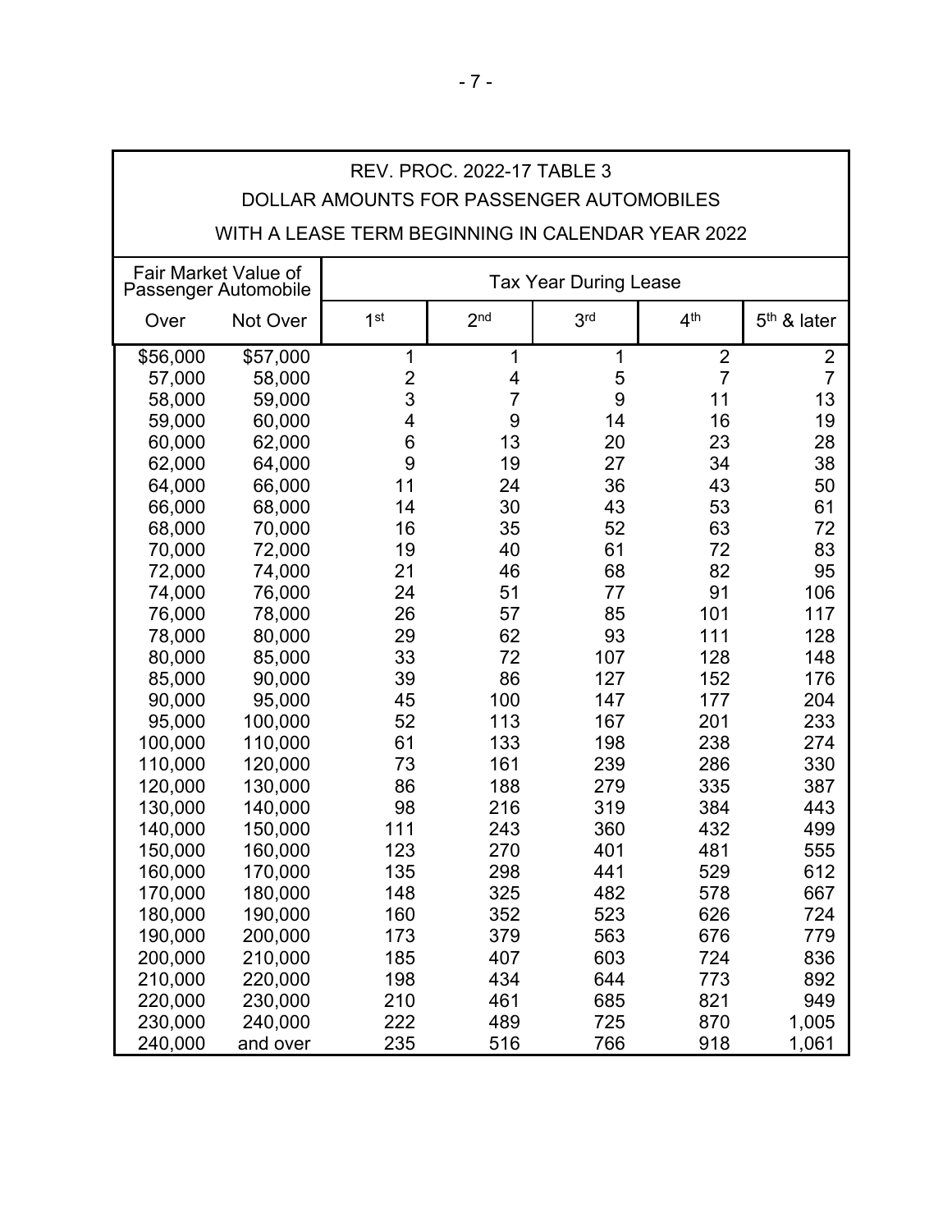# REV. PROC. 2022-17 TABLE 3

## DOLLAR AMOUNTS FOR PASSENGER AUTOMOBILES

## WITH A LEASE TERM BEGINNING IN CALENDAR YEAR 2022

| Fair Market Value of Passenger Automobile | | Tax Year During Lease | | | | |
|---|---|---|---|---|---|---|
| Over | Not Over | 1st | 2nd | 3rd | 4th | 5th & later |
| $56,000 | $57,000 | 1 | 1 | 1 | 2 | 2 |
| 57,000 | 58,000 | 2 | 4 | 5 | 7 | 7 |
| 58,000 | 59,000 | 3 | 7 | 9 | 11 | 13 |
| 59,000 | 60,000 | 4 | 9 | 14 | 16 | 19 |
| 60,000 | 62,000 | 6 | 13 | 20 | 23 | 28 |
| 62,000 | 64,000 | 9 | 19 | 27 | 34 | 38 |
| 64,000 | 66,000 | 11 | 24 | 36 | 43 | 50 |
| 66,000 | 68,000 | 14 | 30 | 43 | 53 | 61 |
| 68,000 | 70,000 | 16 | 35 | 52 | 63 | 72 |
| 70,000 | 72,000 | 19 | 40 | 61 | 72 | 83 |
| 72,000 | 74,000 | 21 | 46 | 68 | 82 | 95 |
| 74,000 | 76,000 | 24 | 51 | 77 | 91 | 106 |
| 76,000 | 78,000 | 26 | 57 | 85 | 101 | 117 |
| 78,000 | 80,000 | 29 | 62 | 93 | 111 | 128 |
| 80,000 | 85,000 | 33 | 72 | 107 | 128 | 148 |
| 85,000 | 90,000 | 39 | 86 | 127 | 152 | 176 |
| 90,000 | 95,000 | 45 | 100 | 147 | 177 | 204 |
| 95,000 | 100,000 | 52 | 113 | 167 | 201 | 233 |
| 100,000 | 110,000 | 61 | 133 | 198 | 238 | 274 |
| 110,000 | 120,000 | 73 | 161 | 239 | 286 | 330 |
| 120,000 | 130,000 | 86 | 188 | 279 | 335 | 387 |
| 130,000 | 140,000 | 98 | 216 | 319 | 384 | 443 |
| 140,000 | 150,000 | 111 | 243 | 360 | 432 | 499 |
| 150,000 | 160,000 | 123 | 270 | 401 | 481 | 555 |
| 160,000 | 170,000 | 135 | 298 | 441 | 529 | 612 |
| 170,000 | 180,000 | 148 | 325 | 482 | 578 | 667 |
| 180,000 | 190,000 | 160 | 352 | 523 | 626 | 724 |
| 190,000 | 200,000 | 173 | 379 | 563 | 676 | 779 |
| 200,000 | 210,000 | 185 | 407 | 603 | 724 | 836 |
| 210,000 | 220,000 | 198 | 434 | 644 | 773 | 892 |
| 220,000 | 230,000 | 210 | 461 | 685 | 821 | 949 |
| 230,000 | 240,000 | 222 | 489 | 725 | 870 | 1,005 |
| 240,000 | and over | 235 | 516 | 766 | 918 | 1,061 |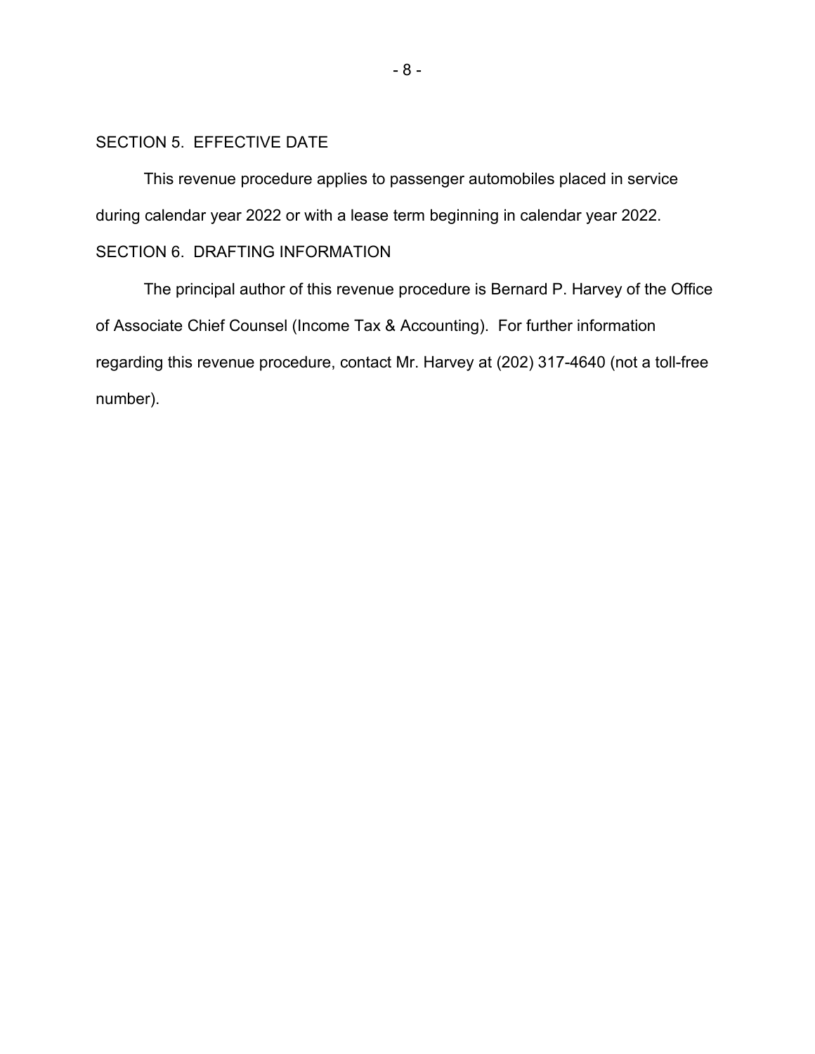## SECTION 5. EFFECTIVE DATE

This revenue procedure applies to passenger automobiles placed in service during calendar year 2022 or with a lease term beginning in calendar year 2022.

## SECTION 6. DRAFTING INFORMATION

The principal author of this revenue procedure is Bernard P. Harvey of the Office of Associate Chief Counsel (Income Tax & Accounting). For further information regarding this revenue procedure, contact Mr. Harvey at (202) 317-4640 (not a toll-free number).